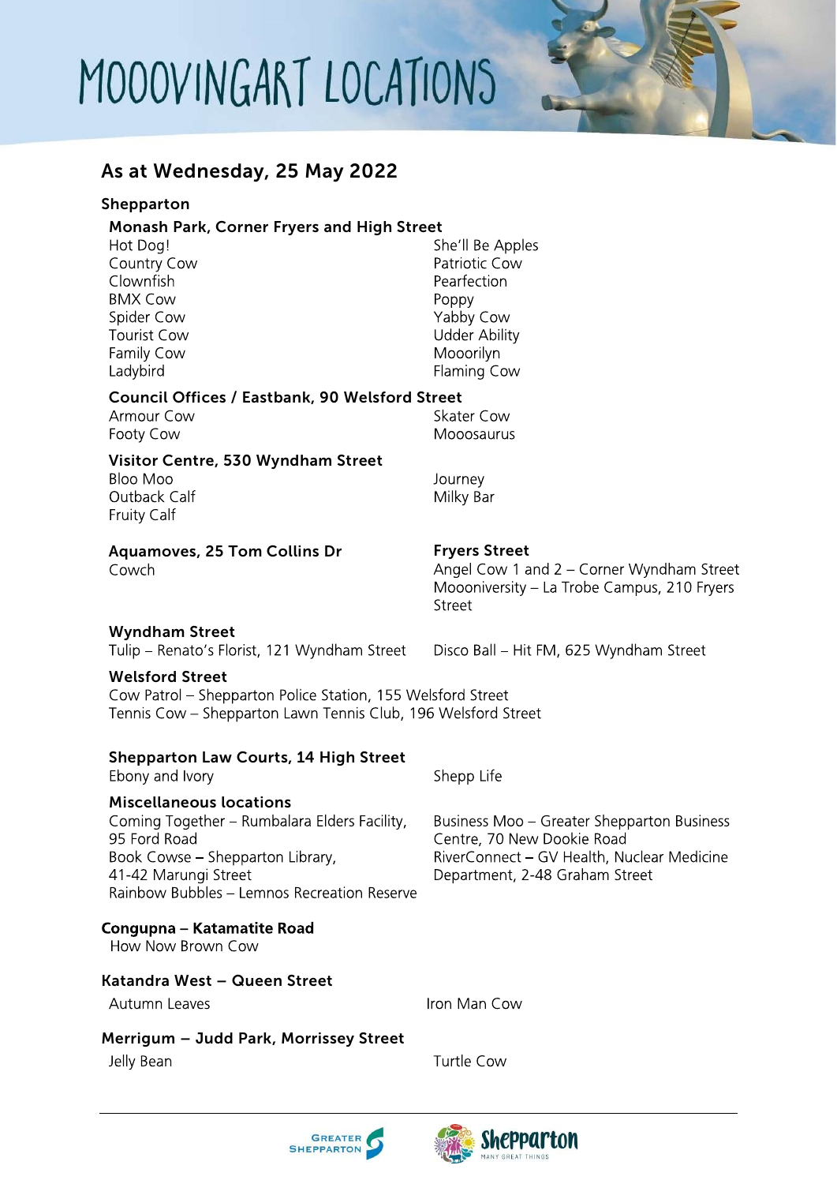# MOOOVINGART LOCATIONS

## As at Wednesday, 25 May 2022

### Shepparton

**Monash Park, Corner Fryers and High Street**

- Hot Dog!
- Country Cow
- Clownfish
- BMX Cow
- Spider Cow
- Tourist Cow
- Family Cow
- Ladybird
- She'll Be Apples
- Patriotic Cow
- Pearfection
- Poppy
- Yabby Cow
- Udder Ability
- Mooorilyn
- Flaming Cow

**Council Offices / Eastbank, 90 Welsford Street**

- Armour Cow
- Footy Cow
- Skater Cow
- Mooosaurus

**Visitor Centre, 530 Wyndham Street**

- Bloo Moo
- Outback Calf
- Fruity Calf
- Journey
- Milky Bar

**Aquamoves, 25 Tom Collins Dr**

- Cowch

**Fryers Street**

- Angel Cow 1 and 2 – Corner Wyndham Street
- Moooniversity – La Trobe Campus, 210 Fryers Street

**Wyndham Street**

- Tulip – Renato's Florist, 121 Wyndham Street
- Disco Ball – Hit FM, 625 Wyndham Street

**Welsford Street**

- Cow Patrol – Shepparton Police Station, 155 Welsford Street
- Tennis Cow – Shepparton Lawn Tennis Club, 196 Welsford Street

**Shepparton Law Courts, 14 High Street**

- Ebony and Ivory
- Shepp Life

**Miscellaneous locations**

- Coming Together – Rumbalara Elders Facility, 95 Ford Road
- Book Cowse – Shepparton Library, 41-42 Marungi Street
- Rainbow Bubbles – Lemnos Recreation Reserve
- Business Moo – Greater Shepparton Business Centre, 70 New Dookie Road
- RiverConnect – GV Health, Nuclear Medicine Department, 2-48 Graham Street

### Congupna – Katamatite Road

- How Now Brown Cow

### Katandra West – Queen Street

- Autumn Leaves
- Iron Man Cow

### Merrigum – Judd Park, Morrissey Street

- Jelly Bean
- Turtle Cow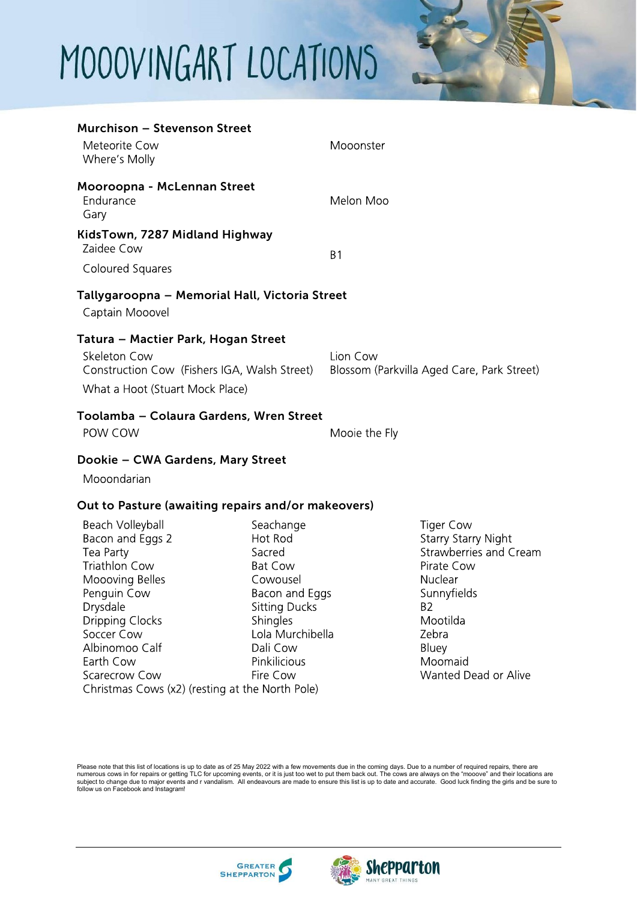# MOOOVINGART LOCATIONS

### Murchison – Stevenson Street

- Meteorite Cow
- Where's Molly
- Mooonster

### Mooroopna - McLennan Street

- Endurance
- Gary
- Melon Moo

### KidsTown, 7287 Midland Highway

- Zaidee Cow
- Coloured Squares
- B1

### Tallygaroopna – Memorial Hall, Victoria Street

- Captain Mooovel

### Tatura – Mactier Park, Hogan Street

- Skeleton Cow
- Construction Cow (Fishers IGA, Walsh Street)
- What a Hoot (Stuart Mock Place)
- Lion Cow
- Blossom (Parkvilla Aged Care, Park Street)

### Toolamba – Colaura Gardens, Wren Street

- POW COW
- Mooie the Fly

### Dookie – CWA Gardens, Mary Street

- Mooondarian

### Out to Pasture (awaiting repairs and/or makeovers)

- Beach Volleyball
- Bacon and Eggs 2
- Tea Party
- Triathlon Cow
- Moooving Belles
- Penguin Cow
- Drysdale
- Dripping Clocks
- Soccer Cow
- Albinomoo Calf
- Earth Cow
- Scarecrow Cow
- Christmas Cows (x2) (resting at the North Pole)
- Seachange
- Hot Rod
- Sacred
- Bat Cow
- Cowousel
- Bacon and Eggs
- Sitting Ducks
- Shingles
- Lola Murchibella
- Dali Cow
- Pinkilicious
- Fire Cow
- Tiger Cow
- Starry Starry Night
- Strawberries and Cream
- Pirate Cow
- Nuclear
- Sunnyfields
- B2
- Mootilda
- Zebra
- Bluey
- Moomaid
- Wanted Dead or Alive

Please note that this list of locations is up to date as of 25 May 2022 with a few movements due in the coming days. Due to a number of required repairs, there are numerous cows in for repairs or getting TLC for upcoming events, or it is just too wet to put them back out. The cows are always on the "mooove" and their locations are subject to change due to major events and r vandalism. All endeavours are made to ensure this list is up to date and accurate. Good luck finding the girls and be sure to follow us on Facebook and Instagram!

GREATER SHEPPARTON

Shepparton MANY GREAT THINGS